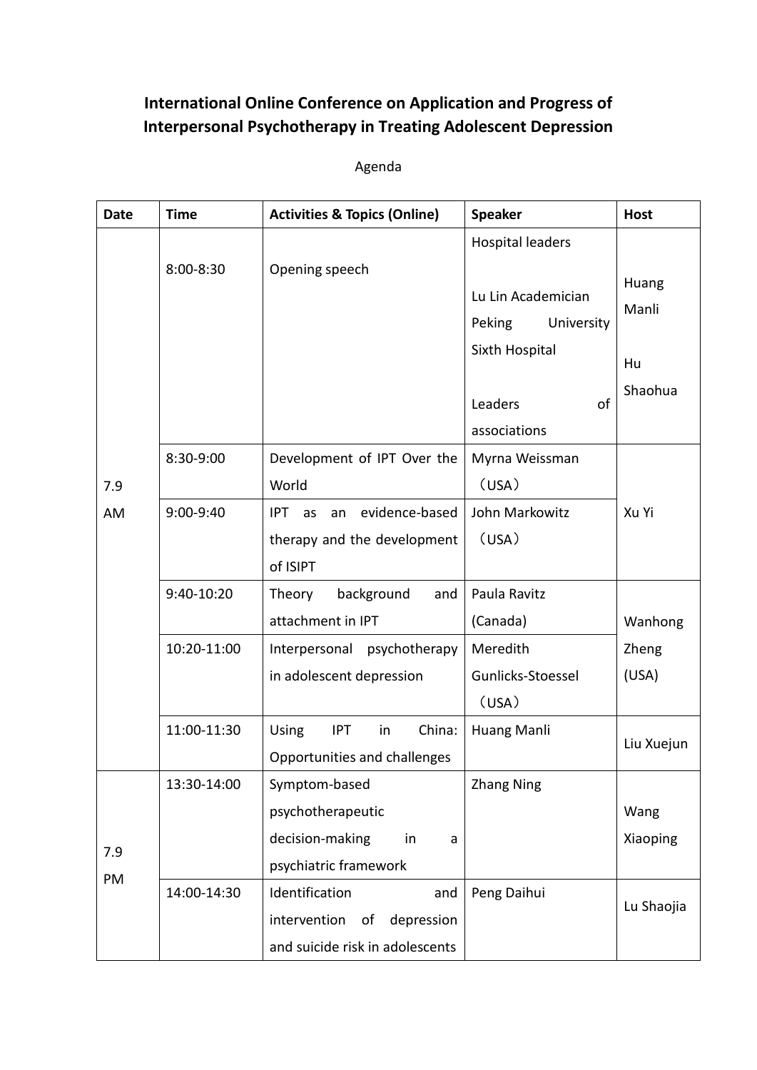# International Online Conference on Application and Progress of Interpersonal Psychotherapy in Treating Adolescent Depression

Agenda

| Date | Time | Activities & Topics (Online) | Speaker | Host |
|---|---|---|---|---|
| 7.9 AM | 8:00-8:30 | Opening speech | Hospital leaders<br><br>Lu Lin Academician Peking University Sixth Hospital<br><br>Leaders of associations | Huang Manli<br><br>Hu Shaohua |
| | 8:30-9:00 | Development of IPT Over the World | Myrna Weissman（USA） | Xu Yi |
| | 9:00-9:40 | IPT as an evidence-based therapy and the development of ISIPT | John Markowitz（USA） | |
| | 9:40-10:20 | Theory background and attachment in IPT | Paula Ravitz (Canada) | Wanhong Zheng (USA) |
| | 10:20-11:00 | Interpersonal psychotherapy in adolescent depression | Meredith Gunlicks-Stoessel（USA） | |
| | 11:00-11:30 | Using IPT in China: Opportunities and challenges | Huang Manli | Liu Xuejun |
| 7.9 PM | 13:30-14:00 | Symptom-based psychotherapeutic decision-making in a psychiatric framework | Zhang Ning | Wang Xiaoping |
| | 14:00-14:30 | Identification and intervention of depression and suicide risk in adolescents | Peng Daihui | Lu Shaojia |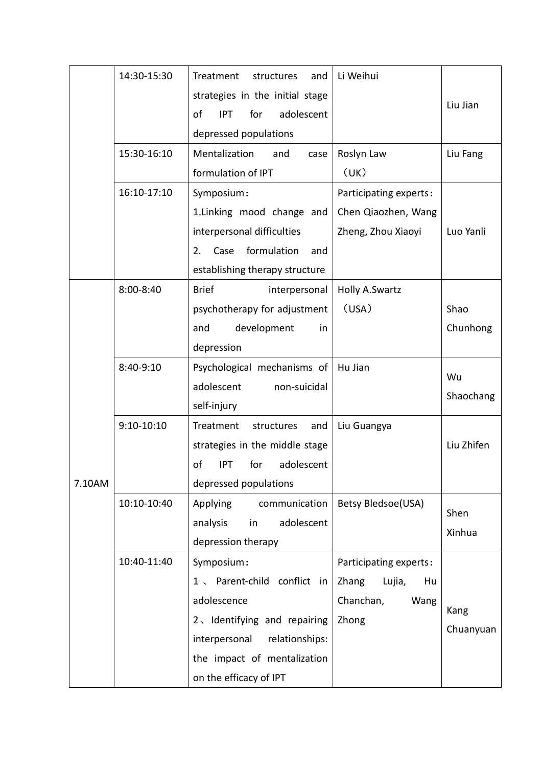| | | | | |
|---|---|---|---|---|
| | 14:30-15:30 | Treatment structures and strategies in the initial stage of IPT for adolescent depressed populations | Li Weihui | Liu Jian |
| | 15:30-16:10 | Mentalization and case formulation of IPT | Roslyn Law （UK） | Liu Fang |
| | 16:10-17:10 | Symposium：<br>1.Linking mood change and interpersonal difficulties<br>2. Case formulation and establishing therapy structure | Participating experts：Chen Qiaozhen, Wang Zheng, Zhou Xiaoyi | Luo Yanli |
| 7.10AM | 8:00-8:40 | Brief interpersonal psychotherapy for adjustment and development in depression | Holly A.Swartz （USA） | Shao Chunhong |
| | 8:40-9:10 | Psychological mechanisms of adolescent non-suicidal self-injury | Hu Jian | Wu Shaochang |
| | 9:10-10:10 | Treatment structures and strategies in the middle stage of IPT for adolescent depressed populations | Liu Guangya | Liu Zhifen |
| | 10:10-10:40 | Applying communication analysis in adolescent depression therapy | Betsy Bledsoe(USA) | Shen Xinhua |
| | 10:40-11:40 | Symposium：<br>1、Parent-child conflict in adolescence<br>2、Identifying and repairing interpersonal relationships: the impact of mentalization on the efficacy of IPT | Participating experts：Zhang Lujia, Hu Chanchan, Wang Zhong | Kang Chuanyuan |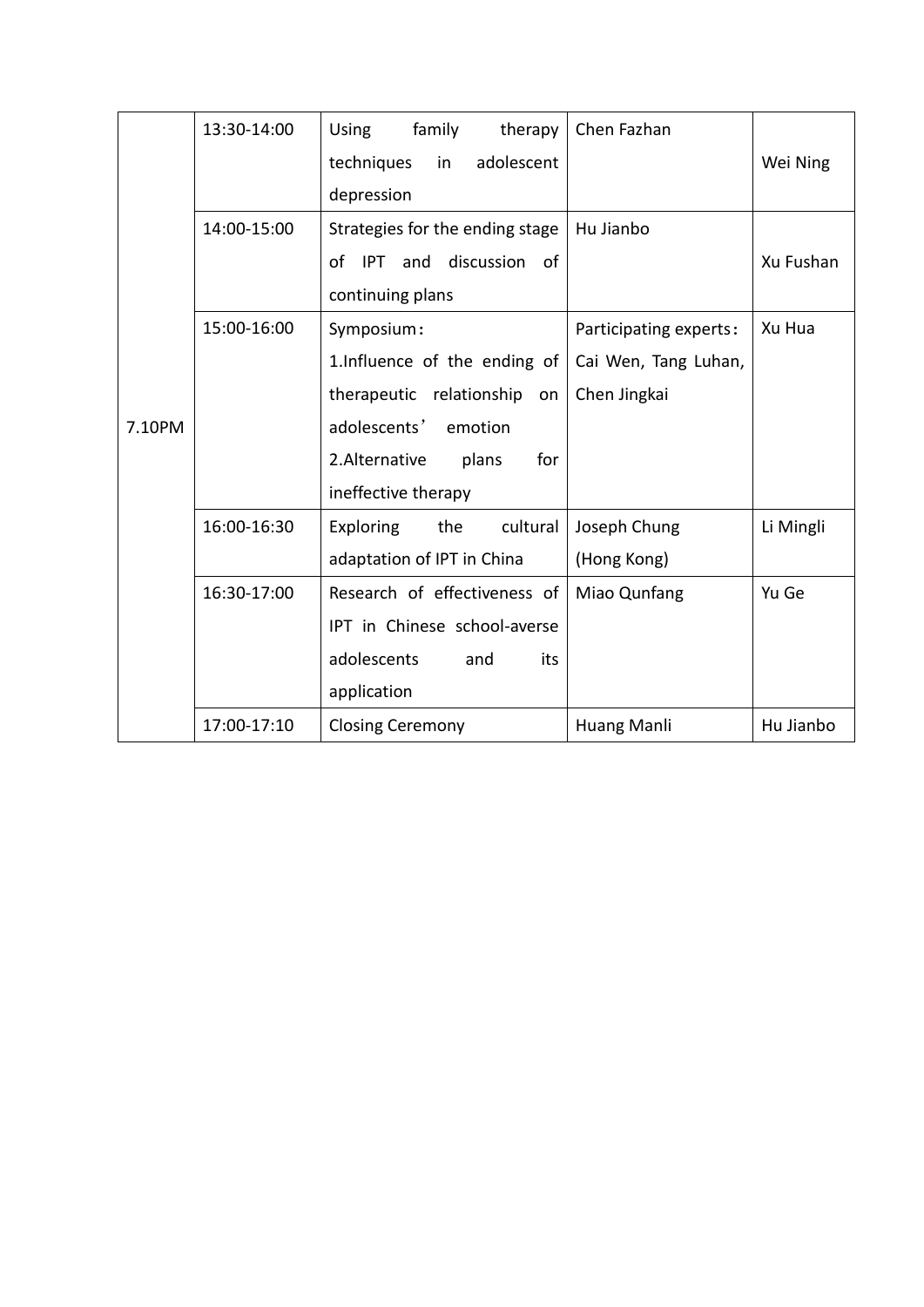| | | | | |
|---|---|---|---|---|
| 7.10PM | 13:30-14:00 | Using family therapy techniques in adolescent depression | Chen Fazhan | Wei Ning |
| | 14:00-15:00 | Strategies for the ending stage of IPT and discussion of continuing plans | Hu Jianbo | Xu Fushan |
| | 15:00-16:00 | Symposium：<br>1.Influence of the ending of therapeutic relationship on adolescents’ emotion<br>2.Alternative plans for ineffective therapy | Participating experts：Cai Wen, Tang Luhan, Chen Jingkai | Xu Hua |
| | 16:00-16:30 | Exploring the cultural adaptation of IPT in China | Joseph Chung (Hong Kong) | Li Mingli |
| | 16:30-17:00 | Research of effectiveness of IPT in Chinese school-averse adolescents and its application | Miao Qunfang | Yu Ge |
| | 17:00-17:10 | Closing Ceremony | Huang Manli | Hu Jianbo |